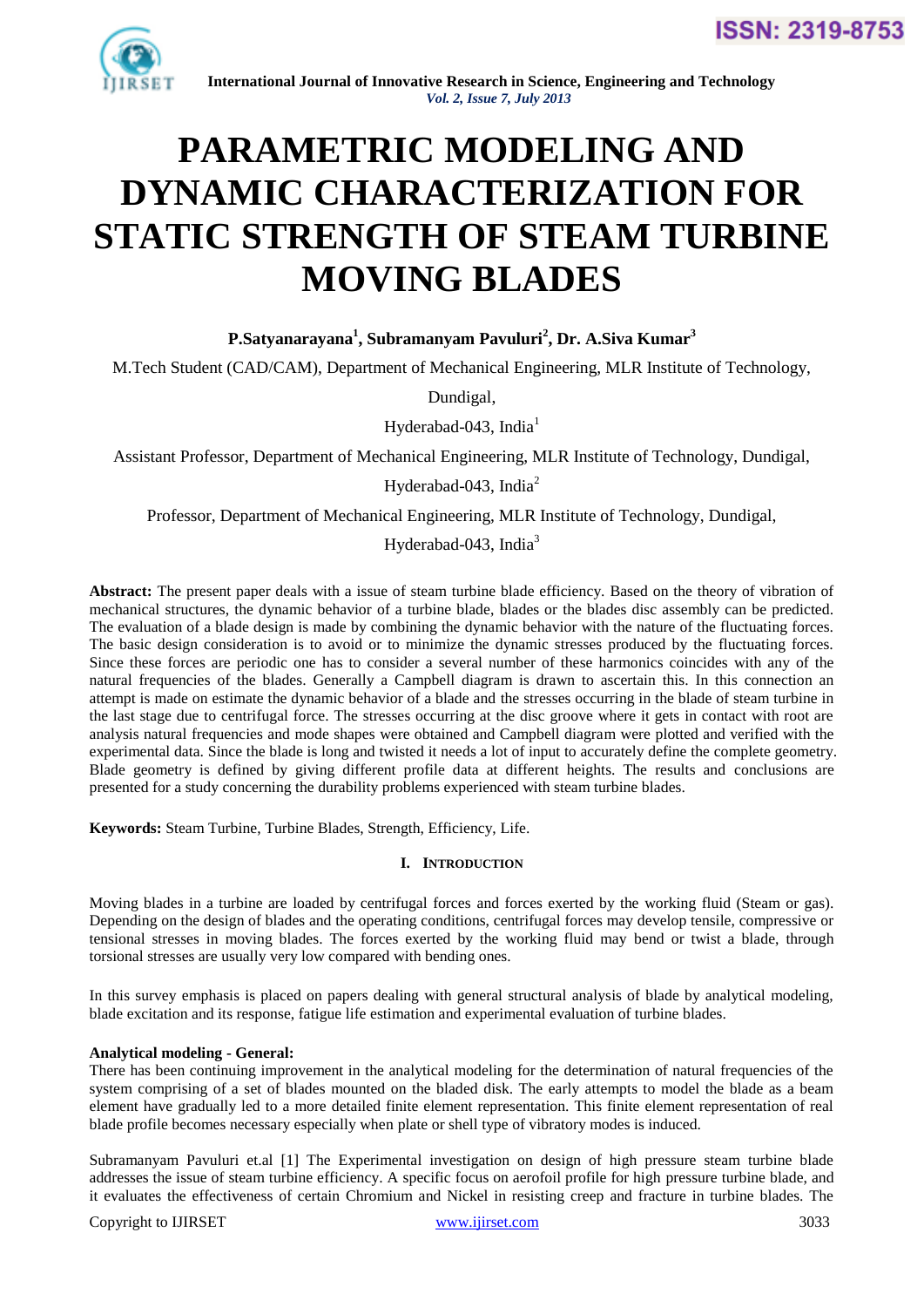# PARAMETRIC MODELING AND DYNAMIC CHARACTERIZATION FOR STATIC STRENGTH OF STEAM TURBINE MOVING BLADES

**P.Satyanarayana[1], Subramanyam Pavuluri[2], Dr. A.Siva Kumar[3]**

M.Tech Student (CAD/CAM), Department of Mechanical Engineering, MLR Institute of Technology, Dundigal, Hyderabad-043, India[1]

Assistant Professor, Department of Mechanical Engineering, MLR Institute of Technology, Dundigal, Hyderabad-043, India[2]

Professor, Department of Mechanical Engineering, MLR Institute of Technology, Dundigal, Hyderabad-043, India[3]

**Abstract:** The present paper deals with a issue of steam turbine blade efficiency. Based on the theory of vibration of mechanical structures, the dynamic behavior of a turbine blade, blades or the blades disc assembly can be predicted. The evaluation of a blade design is made by combining the dynamic behavior with the nature of the fluctuating forces. The basic design consideration is to avoid or to minimize the dynamic stresses produced by the fluctuating forces. Since these forces are periodic one has to consider a several number of these harmonics coincides with any of the natural frequencies of the blades. Generally a Campbell diagram is drawn to ascertain this. In this connection an attempt is made on estimate the dynamic behavior of a blade and the stresses occurring in the blade of steam turbine in the last stage due to centrifugal force. The stresses occurring at the disc groove where it gets in contact with root are analysis natural frequencies and mode shapes were obtained and Campbell diagram were plotted and verified with the experimental data. Since the blade is long and twisted it needs a lot of input to accurately define the complete geometry. Blade geometry is defined by giving different profile data at different heights. The results and conclusions are presented for a study concerning the durability problems experienced with steam turbine blades.

**Keywords:** Steam Turbine, Turbine Blades, Strength, Efficiency, Life.

## I. Introduction

Moving blades in a turbine are loaded by centrifugal forces and forces exerted by the working fluid (Steam or gas). Depending on the design of blades and the operating conditions, centrifugal forces may develop tensile, compressive or tensional stresses in moving blades. The forces exerted by the working fluid may bend or twist a blade, through torsional stresses are usually very low compared with bending ones.

In this survey emphasis is placed on papers dealing with general structural analysis of blade by analytical modeling, blade excitation and its response, fatigue life estimation and experimental evaluation of turbine blades.

**Analytical modeling - General:**

There has been continuing improvement in the analytical modeling for the determination of natural frequencies of the system comprising of a set of blades mounted on the bladed disk. The early attempts to model the blade as a beam element have gradually led to a more detailed finite element representation. This finite element representation of real blade profile becomes necessary especially when plate or shell type of vibratory modes is induced.

Subramanyam Pavuluri et.al [1] The Experimental investigation on design of high pressure steam turbine blade addresses the issue of steam turbine efficiency. A specific focus on aerofoil profile for high pressure turbine blade, and it evaluates the effectiveness of certain Chromium and Nickel in resisting creep and fracture in turbine blades. The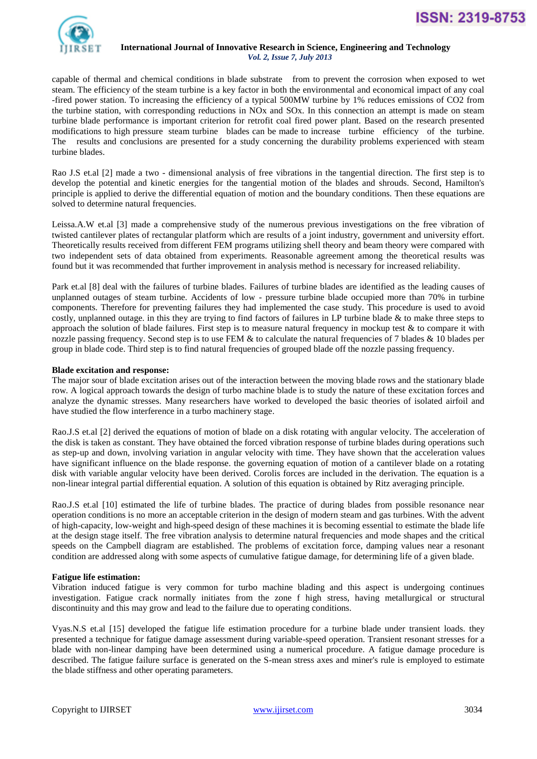capable of thermal and chemical conditions in blade substrate from to prevent the corrosion when exposed to wet steam. The efficiency of the steam turbine is a key factor in both the environmental and economical impact of any coal -fired power station. To increasing the efficiency of a typical 500MW turbine by 1% reduces emissions of CO2 from the turbine station, with corresponding reductions in NOx and SOx. In this connection an attempt is made on steam turbine blade performance is important criterion for retrofit coal fired power plant. Based on the research presented modifications to high pressure steam turbine blades can be made to increase turbine efficiency of the turbine. The results and conclusions are presented for a study concerning the durability problems experienced with steam turbine blades.

Rao J.S et.al [2] made a two - dimensional analysis of free vibrations in the tangential direction. The first step is to develop the potential and kinetic energies for the tangential motion of the blades and shrouds. Second, Hamilton's principle is applied to derive the differential equation of motion and the boundary conditions. Then these equations are solved to determine natural frequencies.

Leissa.A.W et.al [3] made a comprehensive study of the numerous previous investigations on the free vibration of twisted cantilever plates of rectangular platform which are results of a joint industry, government and university effort. Theoretically results received from different FEM programs utilizing shell theory and beam theory were compared with two independent sets of data obtained from experiments. Reasonable agreement among the theoretical results was found but it was recommended that further improvement in analysis method is necessary for increased reliability.

Park et.al [8] deal with the failures of turbine blades. Failures of turbine blades are identified as the leading causes of unplanned outages of steam turbine. Accidents of low - pressure turbine blade occupied more than 70% in turbine components. Therefore for preventing failures they had implemented the case study. This procedure is used to avoid costly, unplanned outage. in this they are trying to find factors of failures in LP turbine blade & to make three steps to approach the solution of blade failures. First step is to measure natural frequency in mockup test & to compare it with nozzle passing frequency. Second step is to use FEM & to calculate the natural frequencies of 7 blades & 10 blades per group in blade code. Third step is to find natural frequencies of grouped blade off the nozzle passing frequency.

**Blade excitation and response:**

The major sour of blade excitation arises out of the interaction between the moving blade rows and the stationary blade row. A logical approach towards the design of turbo machine blade is to study the nature of these excitation forces and analyze the dynamic stresses. Many researchers have worked to developed the basic theories of isolated airfoil and have studied the flow interference in a turbo machinery stage.

Rao.J.S et.al [2] derived the equations of motion of blade on a disk rotating with angular velocity. The acceleration of the disk is taken as constant. They have obtained the forced vibration response of turbine blades during operations such as step-up and down, involving variation in angular velocity with time. They have shown that the acceleration values have significant influence on the blade response. the governing equation of motion of a cantilever blade on a rotating disk with variable angular velocity have been derived. Corolis forces are included in the derivation. The equation is a non-linear integral partial differential equation. A solution of this equation is obtained by Ritz averaging principle.

Rao.J.S et.al [10] estimated the life of turbine blades. The practice of during blades from possible resonance near operation conditions is no more an acceptable criterion in the design of modern steam and gas turbines. With the advent of high-capacity, low-weight and high-speed design of these machines it is becoming essential to estimate the blade life at the design stage itself. The free vibration analysis to determine natural frequencies and mode shapes and the critical speeds on the Campbell diagram are established. The problems of excitation force, damping values near a resonant condition are addressed along with some aspects of cumulative fatigue damage, for determining life of a given blade.

**Fatigue life estimation:**

Vibration induced fatigue is very common for turbo machine blading and this aspect is undergoing continues investigation. Fatigue crack normally initiates from the zone f high stress, having metallurgical or structural discontinuity and this may grow and lead to the failure due to operating conditions.

Vyas.N.S et.al [15] developed the fatigue life estimation procedure for a turbine blade under transient loads. they presented a technique for fatigue damage assessment during variable-speed operation. Transient resonant stresses for a blade with non-linear damping have been determined using a numerical procedure. A fatigue damage procedure is described. The fatigue failure surface is generated on the S-mean stress axes and miner's rule is employed to estimate the blade stiffness and other operating parameters.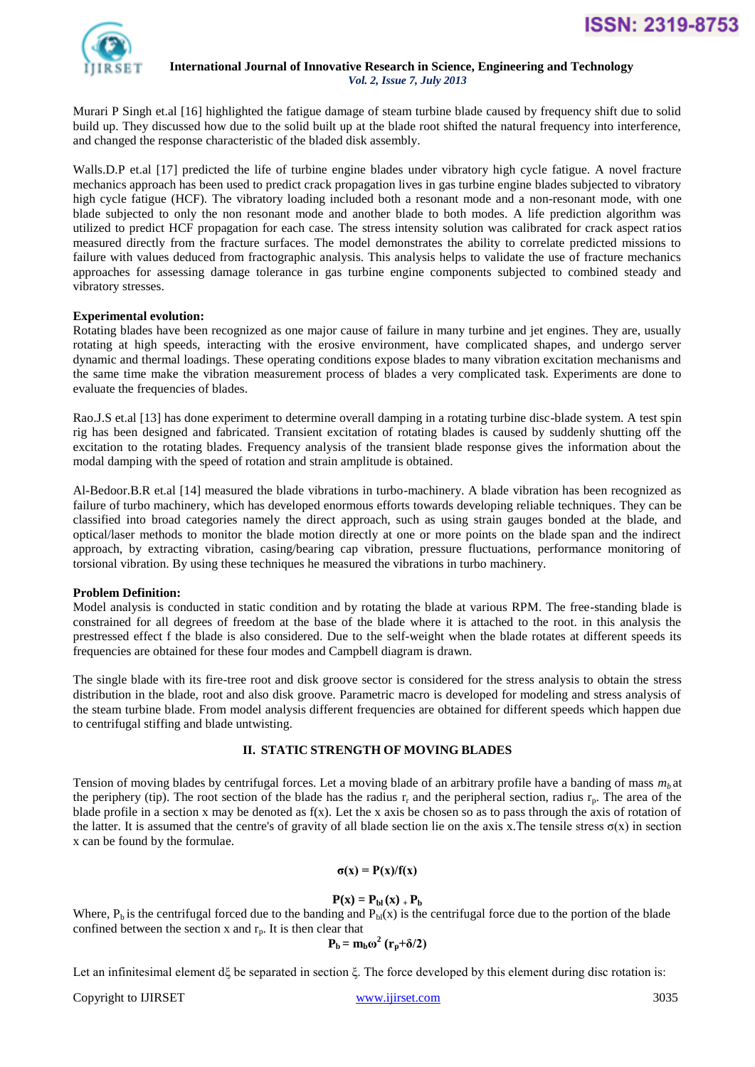Murari P Singh et.al [16] highlighted the fatigue damage of steam turbine blade caused by frequency shift due to solid build up. They discussed how due to the solid built up at the blade root shifted the natural frequency into interference, and changed the response characteristic of the bladed disk assembly.

Walls.D.P et.al [17] predicted the life of turbine engine blades under vibratory high cycle fatigue. A novel fracture mechanics approach has been used to predict crack propagation lives in gas turbine engine blades subjected to vibratory high cycle fatigue (HCF). The vibratory loading included both a resonant mode and a non-resonant mode, with one blade subjected to only the non resonant mode and another blade to both modes. A life prediction algorithm was utilized to predict HCF propagation for each case. The stress intensity solution was calibrated for crack aspect ratios measured directly from the fracture surfaces. The model demonstrates the ability to correlate predicted missions to failure with values deduced from fractographic analysis. This analysis helps to validate the use of fracture mechanics approaches for assessing damage tolerance in gas turbine engine components subjected to combined steady and vibratory stresses.

**Experimental evolution:**
Rotating blades have been recognized as one major cause of failure in many turbine and jet engines. They are, usually rotating at high speeds, interacting with the erosive environment, have complicated shapes, and undergo server dynamic and thermal loadings. These operating conditions expose blades to many vibration excitation mechanisms and the same time make the vibration measurement process of blades a very complicated task. Experiments are done to evaluate the frequencies of blades.

Rao.J.S et.al [13] has done experiment to determine overall damping in a rotating turbine disc-blade system. A test spin rig has been designed and fabricated. Transient excitation of rotating blades is caused by suddenly shutting off the excitation to the rotating blades. Frequency analysis of the transient blade response gives the information about the modal damping with the speed of rotation and strain amplitude is obtained.

Al-Bedoor.B.R et.al [14] measured the blade vibrations in turbo-machinery. A blade vibration has been recognized as failure of turbo machinery, which has developed enormous efforts towards developing reliable techniques. They can be classified into broad categories namely the direct approach, such as using strain gauges bonded at the blade, and optical/laser methods to monitor the blade motion directly at one or more points on the blade span and the indirect approach, by extracting vibration, casing/bearing cap vibration, pressure fluctuations, performance monitoring of torsional vibration. By using these techniques he measured the vibrations in turbo machinery.

**Problem Definition:**
Model analysis is conducted in static condition and by rotating the blade at various RPM. The free-standing blade is constrained for all degrees of freedom at the base of the blade where it is attached to the root. in this analysis the prestressed effect f the blade is also considered. Due to the self-weight when the blade rotates at different speeds its frequencies are obtained for these four modes and Campbell diagram is drawn.

The single blade with its fire-tree root and disk groove sector is considered for the stress analysis to obtain the stress distribution in the blade, root and also disk groove. Parametric macro is developed for modeling and stress analysis of the steam turbine blade. From model analysis different frequencies are obtained for different speeds which happen due to centrifugal stiffing and blade untwisting.

## II. STATIC STRENGTH OF MOVING BLADES

Tension of moving blades by centrifugal forces. Let a moving blade of an arbitrary profile have a banding of mass $m_b$ at the periphery (tip). The root section of the blade has the radius $r_r$ and the peripheral section, radius $r_p$. The area of the blade profile in a section x may be denoted as f(x). Let the x axis be chosen so as to pass through the axis of rotation of the latter. It is assumed that the centre's of gravity of all blade section lie on the axis x.The tensile stress σ(x) in section x can be found by the formulae.

$$\sigma(x) = P(x)/f(x)$$

$$P(x) = P_{bl}(x) + P_b$$

Where, $P_b$ is the centrifugal forced due to the banding and $P_{bl}(x)$ is the centrifugal force due to the portion of the blade confined between the section x and $r_p$. It is then clear that

$$P_b = m_b\omega^2 (r_p+\delta/2)$$

Let an infinitesimal element dξ be separated in section ξ. The force developed by this element during disc rotation is: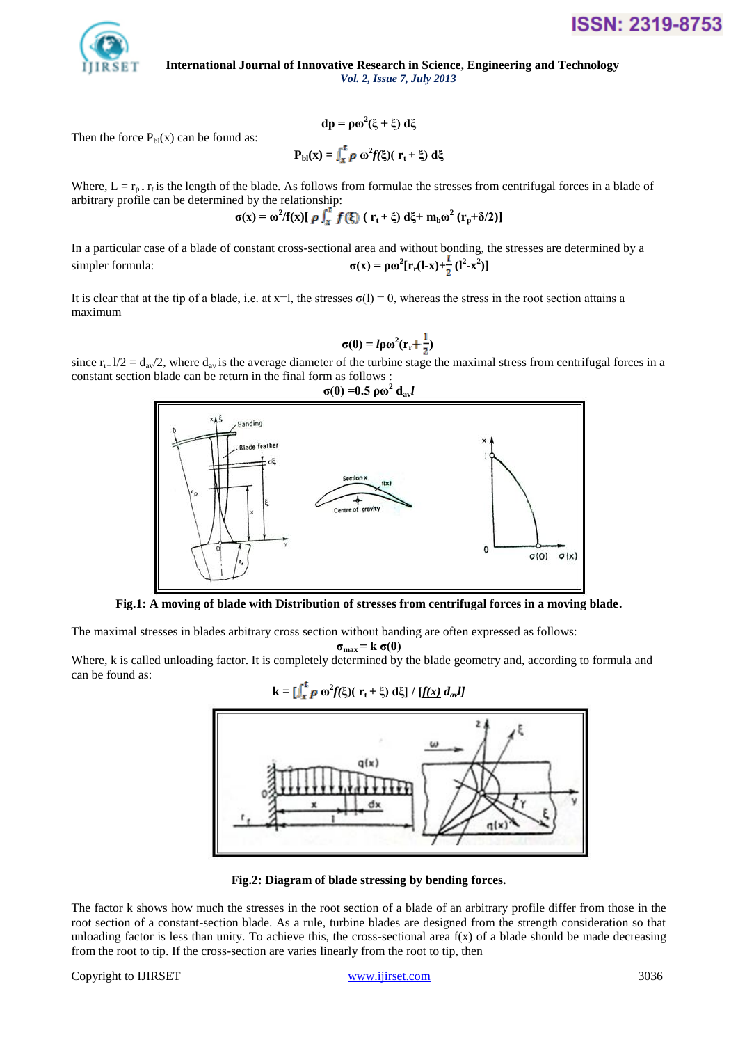$$dp = \rho\omega^2(\xi + \xi)\, d\xi$$

Then the force $P_{bl}(x)$ can be found as:

$$P_{bl}(x) = \int_x^{l} \rho\, \omega^2 f(\xi)(\, r_t + \xi)\, d\xi$$

Where, $L = r_p - r_t$ is the length of the blade. As follows from formulae the stresses from centrifugal forces in a blade of arbitrary profile can be determined by the relationship:

$$\sigma(x) = \omega^2/f(x)[\, \rho \int_x^{l} f(\xi)\, (\, r_t + \xi)\, d\xi + m_b\omega^2\, (r_p+\delta/2)]$$

In a particular case of a blade of constant cross-sectional area and without bonding, the stresses are determined by a simpler formula:

$$\sigma(x) = \rho\omega^2[r_r(l\text{-}x)+\frac{l}{2}\,(l^2\text{-}x^2)]$$

It is clear that at the tip of a blade, i.e. at x=l, the stresses $\sigma(l) = 0$, whereas the stress in the root section attains a maximum

$$\sigma(0) = l\rho\omega^2(r_r+\frac{l}{2})$$

since $r_{r+}\, l/2 = d_{av}/2$, where $d_{av}$ is the average diameter of the turbine stage the maximal stress from centrifugal forces in a constant section blade can be return in the final form as follows :

$$\sigma(0) = 0.5\, \rho\omega^2\, d_{av} l$$

**Fig.1: A moving of blade with Distribution of stresses from centrifugal forces in a moving blade.**

The maximal stresses in blades arbitrary cross section without banding are often expressed as follows:

$$\sigma_{max} = k\, \sigma(0)$$

Where, k is called unloading factor. It is completely determined by the blade geometry and, according to formula and can be found as:

$$k = [\int_x^{l} \rho\, \omega^2 f(\xi)(\, r_t + \xi)\, d\xi] \,/\, [f(x)\, d_{av} l]$$

**Fig.2: Diagram of blade stressing by bending forces.**

The factor k shows how much the stresses in the root section of a blade of an arbitrary profile differ from those in the root section of a constant-section blade. As a rule, turbine blades are designed from the strength consideration so that unloading factor is less than unity. To achieve this, the cross-sectional area f(x) of a blade should be made decreasing from the root to tip. If the cross-section are varies linearly from the root to tip, then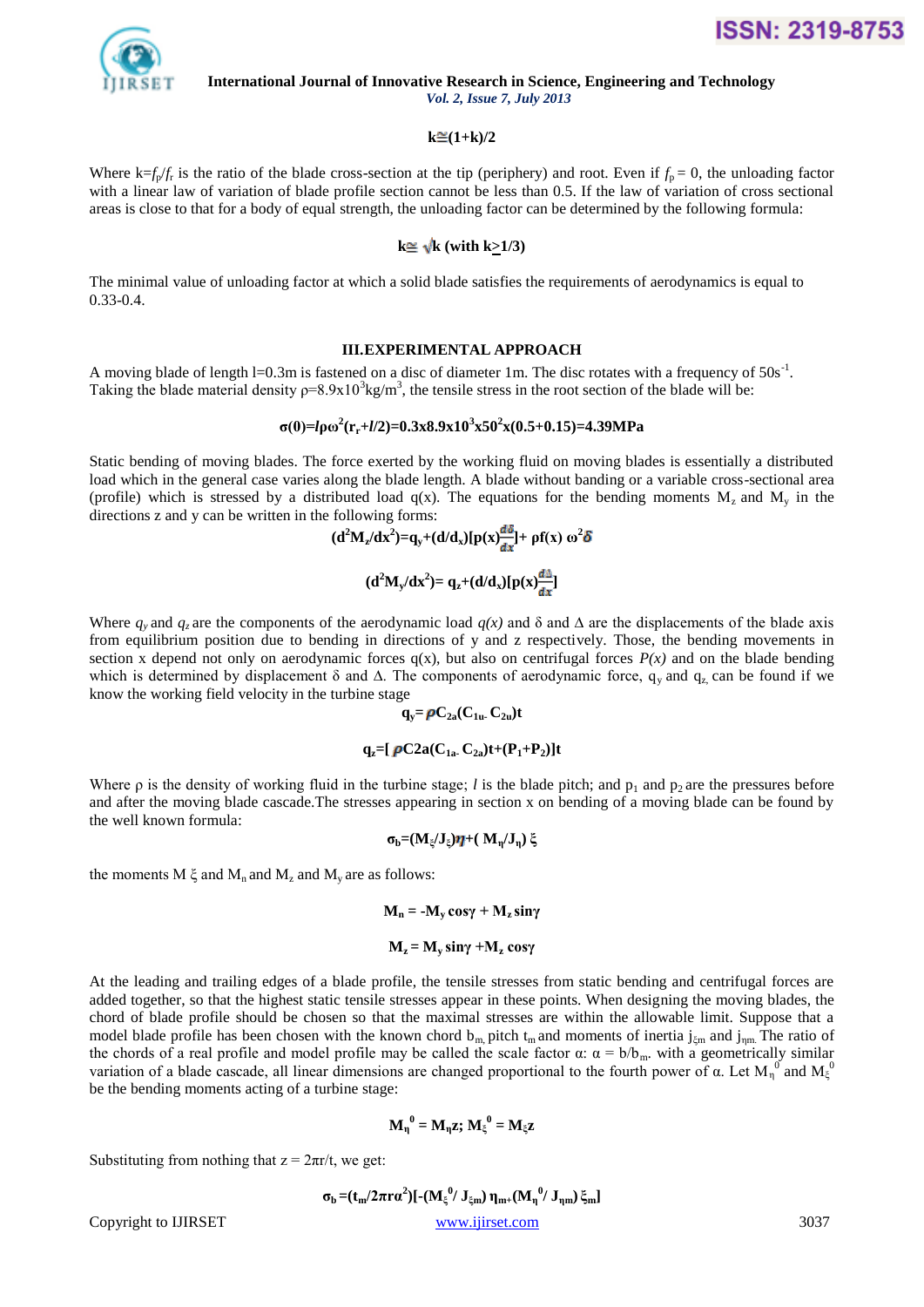$$k \cong (1+k)/2$$

Where $k=f_p/f_r$ is the ratio of the blade cross-section at the tip (periphery) and root. Even if $f_p = 0$, the unloading factor with a linear law of variation of blade profile section cannot be less than 0.5. If the law of variation of cross sectional areas is close to that for a body of equal strength, the unloading factor can be determined by the following formula:

$$k \cong \sqrt{k} \text{ (with } k \geq 1/3)$$

The minimal value of unloading factor at which a solid blade satisfies the requirements of aerodynamics is equal to 0.33-0.4.

## III.EXPERIMENTAL APPROACH

A moving blade of length l=0.3m is fastened on a disc of diameter 1m. The disc rotates with a frequency of $50s^{-1}$. Taking the blade material density $\rho=8.9\times10^3 kg/m^3$, the tensile stress in the root section of the blade will be:

$$\sigma(0)=l\rho\omega^2(r_r+l/2)=0.3\times8.9\times10^3\times50^2\times(0.5+0.15)=4.39MPa$$

Static bending of moving blades. The force exerted by the working fluid on moving blades is essentially a distributed load which in the general case varies along the blade length. A blade without banding or a variable cross-sectional area (profile) which is stressed by a distributed load q(x). The equations for the bending moments $M_z$ and $M_y$ in the directions z and y can be written in the following forms:

$$(d^2M_z/dx^2)=q_y+(d/d_x)[p(x)\frac{d\delta}{dx}]+ \rho f(x)\ \omega^2\delta$$

$$(d^2M_y/dx^2)= q_z+(d/d_x)[p(x)\frac{d\Delta}{dx}]$$

Where $q_y$ and $q_z$ are the components of the aerodynamic load $q(x)$ and $\delta$ and $\Delta$ are the displacements of the blade axis from equilibrium position due to bending in directions of y and z respectively. Those, the bending movements in section x depend not only on aerodynamic forces q(x), but also on centrifugal forces $P(x)$ and on the blade bending which is determined by displacement $\delta$ and $\Delta$. The components of aerodynamic force, $q_y$ and $q_z$, can be found if we know the working field velocity in the turbine stage

$$q_y= \rho C_{2a}(C_{1u-} C_{2u})t$$

$$q_z=[\rho C2a(C_{1a-} C_{2a})t+(P_1+P_2)]t$$

Where $\rho$ is the density of working fluid in the turbine stage; $l$ is the blade pitch; and $p_1$ and $p_2$ are the pressures before and after the moving blade cascade.The stresses appearing in section x on bending of a moving blade can be found by the well known formula:

$$\sigma_b=(M_\xi/J_\xi)\eta+( M_\eta/J_\eta)\ \xi$$

the moments $M\ \xi$ and $M_n$ and $M_z$ and $M_y$ are as follows:

$$M_n = -M_y \cos\gamma + M_z \sin\gamma$$

$$M_z = M_y \sin\gamma + M_z \cos\gamma$$

At the leading and trailing edges of a blade profile, the tensile stresses from static bending and centrifugal forces are added together, so that the highest static tensile stresses appear in these points. When designing the moving blades, the chord of blade profile should be chosen so that the maximal stresses are within the allowable limit. Suppose that a model blade profile has been chosen with the known chord $b_m$, pitch $t_m$ and moments of inertia $j_{\xi m}$ and $j_{\eta m}$. The ratio of the chords of a real profile and model profile may be called the scale factor $\alpha$: $\alpha = b/b_m$. with a geometrically similar variation of a blade cascade, all linear dimensions are changed proportional to the fourth power of $\alpha$. Let $M_\eta^0$ and $M_\xi^0$ be the bending moments acting of a turbine stage:

$$M_\eta^0 = M_\eta z;\ M_\xi^0 = M_\xi z$$

Substituting from nothing that $z = 2\pi r/t$, we get:

$$\sigma_b =(t_m/2\pi r\alpha^2)[-(M_\xi^0/ J_{\xi m})\ \eta_{m+}(M_\eta^0/ J_{\eta m})\ \xi_m]$$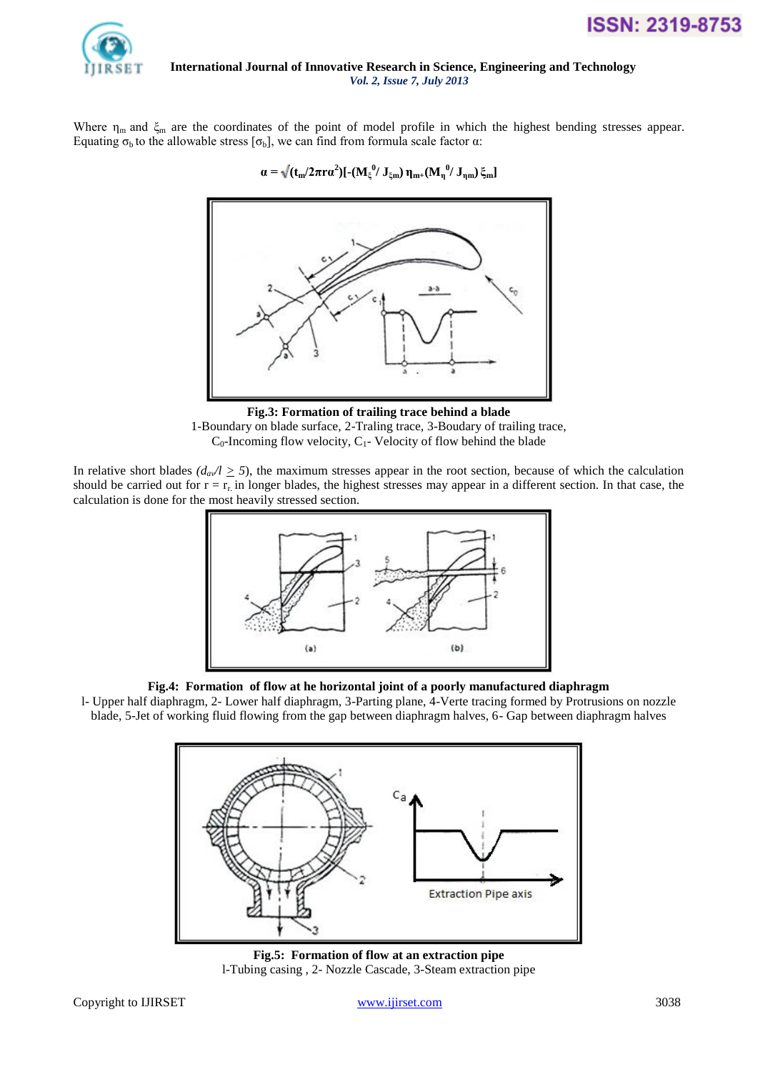Where $\eta_m$ and $\xi_m$ are the coordinates of the point of model profile in which the highest bending stresses appear. Equating $\sigma_b$ to the allowable stress $[\sigma_b]$, we can find from formula scale factor α:

$$\alpha = \sqrt{(t_m/2\pi r\alpha^2)[-(M_\xi^0/ J_{\xi m})\, \eta_m + (M_\eta^0/ J_{\eta m})\, \xi_m]}$$

**Fig.3: Formation of trailing trace behind a blade**
1-Boundary on blade surface, 2-Traling trace, 3-Boudary of trailing trace,
$C_0$-Incoming flow velocity, $C_1$- Velocity of flow behind the blade

In relative short blades $(d_{av}/l \geq 5)$, the maximum stresses appear in the root section, because of which the calculation should be carried out for $r = r_r$, in longer blades, the highest stresses may appear in a different section. In that case, the calculation is done for the most heavily stressed section.

**Fig.4: Formation of flow at he horizontal joint of a poorly manufactured diaphragm**
l- Upper half diaphragm, 2- Lower half diaphragm, 3-Parting plane, 4-Verte tracing formed by Protrusions on nozzle blade, 5-Jet of working fluid flowing from the gap between diaphragm halves, 6- Gap between diaphragm halves

**Fig.5: Formation of flow at an extraction pipe**
l-Tubing casing , 2- Nozzle Cascade, 3-Steam extraction pipe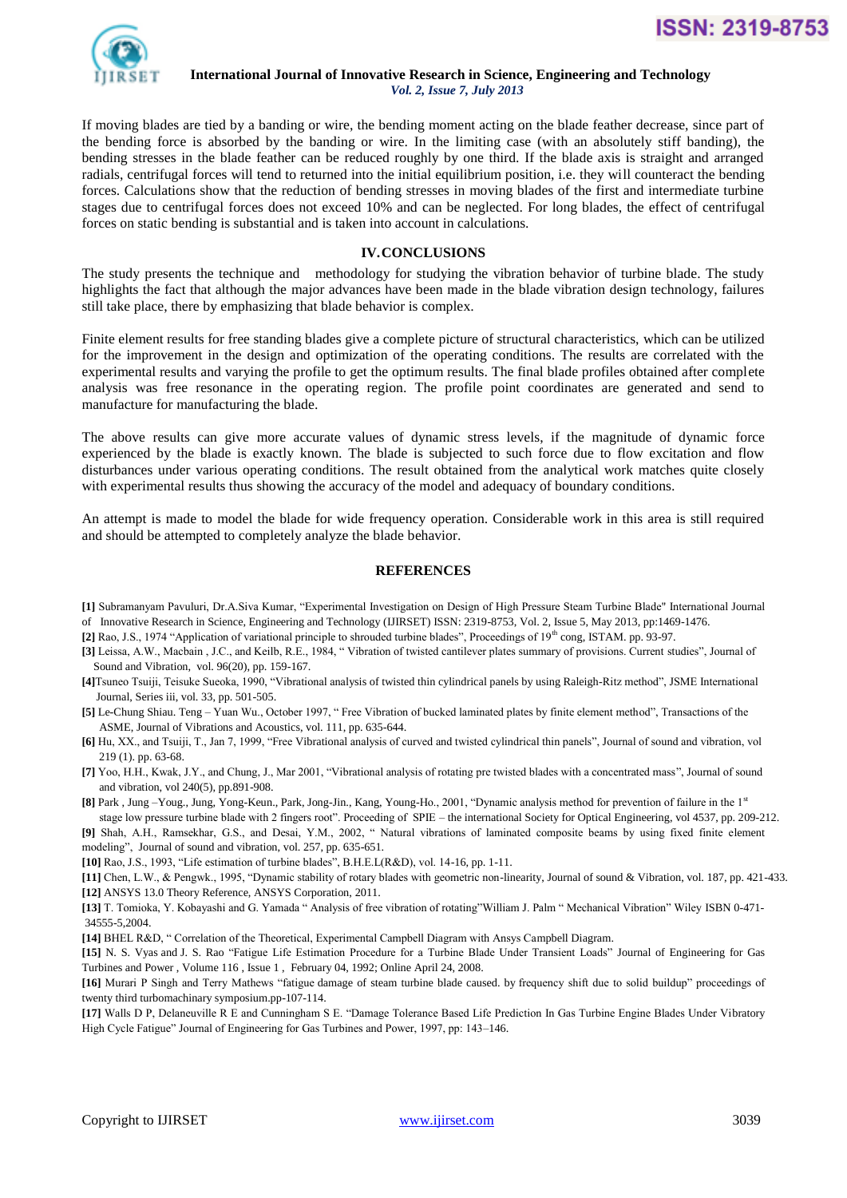If moving blades are tied by a banding or wire, the bending moment acting on the blade feather decrease, since part of the bending force is absorbed by the banding or wire. In the limiting case (with an absolutely stiff banding), the bending stresses in the blade feather can be reduced roughly by one third. If the blade axis is straight and arranged radials, centrifugal forces will tend to returned into the initial equilibrium position, i.e. they will counteract the bending forces. Calculations show that the reduction of bending stresses in moving blades of the first and intermediate turbine stages due to centrifugal forces does not exceed 10% and can be neglected. For long blades, the effect of centrifugal forces on static bending is substantial and is taken into account in calculations.

## IV. CONCLUSIONS

The study presents the technique and methodology for studying the vibration behavior of turbine blade. The study highlights the fact that although the major advances have been made in the blade vibration design technology, failures still take place, there by emphasizing that blade behavior is complex.

Finite element results for free standing blades give a complete picture of structural characteristics, which can be utilized for the improvement in the design and optimization of the operating conditions. The results are correlated with the experimental results and varying the profile to get the optimum results. The final blade profiles obtained after complete analysis was free resonance in the operating region. The profile point coordinates are generated and send to manufacture for manufacturing the blade.

The above results can give more accurate values of dynamic stress levels, if the magnitude of dynamic force experienced by the blade is exactly known. The blade is subjected to such force due to flow excitation and flow disturbances under various operating conditions. The result obtained from the analytical work matches quite closely with experimental results thus showing the accuracy of the model and adequacy of boundary conditions.

An attempt is made to model the blade for wide frequency operation. Considerable work in this area is still required and should be attempted to completely analyze the blade behavior.

## REFERENCES

**[1]** Subramanyam Pavuluri, Dr.A.Siva Kumar, "Experimental Investigation on Design of High Pressure Steam Turbine Blade" International Journal of Innovative Research in Science, Engineering and Technology (IJIRSET) ISSN: 2319-8753, Vol. 2, Issue 5, May 2013, pp:1469-1476.

**[2]** Rao, J.S., 1974 "Application of variational principle to shrouded turbine blades", Proceedings of 19th cong, ISTAM. pp. 93-97.

**[3]** Leissa, A.W., Macbain , J.C., and Keilb, R.E., 1984, " Vibration of twisted cantilever plates summary of provisions. Current studies", Journal of Sound and Vibration, vol. 96(20), pp. 159-167.

**[4]** Tsuneo Tsuiji, Teisuke Sueoka, 1990, "Vibrational analysis of twisted thin cylindrical panels by using Raleigh-Ritz method", JSME International Journal, Series iii, vol. 33, pp. 501-505.

**[5]** Le-Chung Shiau. Teng – Yuan Wu., October 1997, " Free Vibration of bucked laminated plates by finite element method", Transactions of the ASME, Journal of Vibrations and Acoustics, vol. 111, pp. 635-644.

**[6]** Hu, XX., and Tsuiji, T., Jan 7, 1999, "Free Vibrational analysis of curved and twisted cylindrical thin panels", Journal of sound and vibration, vol 219 (1). pp. 63-68.

**[7]** Yoo, H.H., Kwak, J.Y., and Chung, J., Mar 2001, "Vibrational analysis of rotating pre twisted blades with a concentrated mass", Journal of sound and vibration, vol 240(5), pp.891-908.

**[8]** Park , Jung –Youg., Jung, Yong-Keun., Park, Jong-Jin., Kang, Young-Ho., 2001, "Dynamic analysis method for prevention of failure in the 1st stage low pressure turbine blade with 2 fingers root". Proceeding of SPIE – the international Society for Optical Engineering, vol 4537, pp. 209-212.

**[9]** Shah, A.H., Ramsekhar, G.S., and Desai, Y.M., 2002, " Natural vibrations of laminated composite beams by using fixed finite element modeling", Journal of sound and vibration, vol. 257, pp. 635-651.

**[10]** Rao, J.S., 1993, "Life estimation of turbine blades", B.H.E.L(R&D), vol. 14-16, pp. 1-11.

**[11]** Chen, L.W., & Pengwk., 1995, "Dynamic stability of rotary blades with geometric non-linearity, Journal of sound & Vibration, vol. 187, pp. 421-433.

**[12]** ANSYS 13.0 Theory Reference, ANSYS Corporation, 2011.

**[13]** T. Tomioka, Y. Kobayashi and G. Yamada " Analysis of free vibration of rotating"William J. Palm " Mechanical Vibration" Wiley ISBN 0-471-34555-5,2004.

**[14]** BHEL R&D, " Correlation of the Theoretical, Experimental Campbell Diagram with Ansys Campbell Diagram.

**[15]** N. S. Vyas and J. S. Rao "Fatigue Life Estimation Procedure for a Turbine Blade Under Transient Loads" Journal of Engineering for Gas Turbines and Power , Volume 116 , Issue 1 , February 04, 1992; Online April 24, 2008.

**[16]** Murari P Singh and Terry Mathews "fatigue damage of steam turbine blade caused. by frequency shift due to solid buildup" proceedings of twenty third turbomachinary symposium.pp-107-114.

**[17]** Walls D P, Delaneuville R E and Cunningham S E. "Damage Tolerance Based Life Prediction In Gas Turbine Engine Blades Under Vibratory High Cycle Fatigue" Journal of Engineering for Gas Turbines and Power, 1997, pp: 143–146.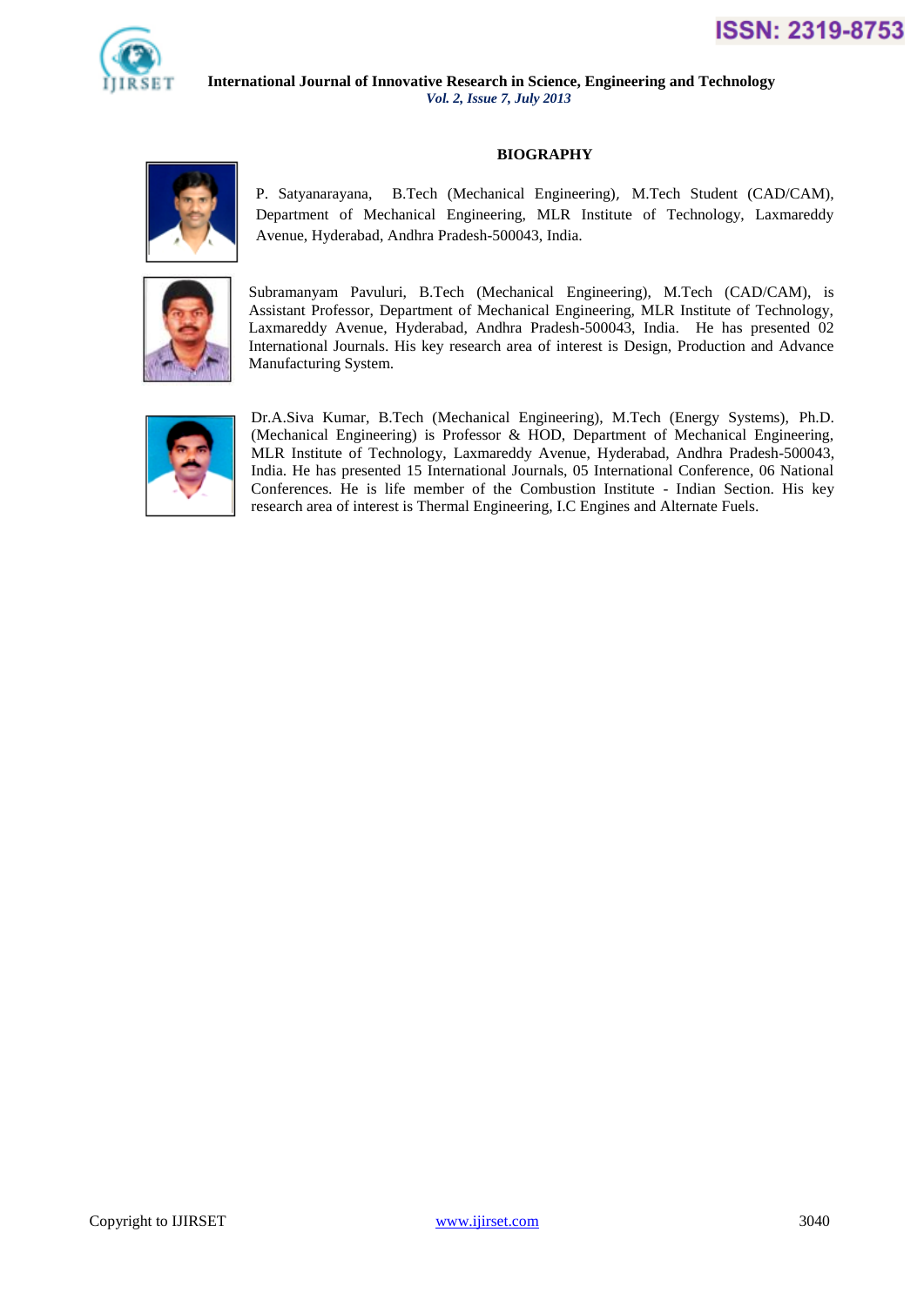## BIOGRAPHY

P. Satyanarayana, B.Tech (Mechanical Engineering), M.Tech Student (CAD/CAM), Department of Mechanical Engineering, MLR Institute of Technology, Laxmareddy Avenue, Hyderabad, Andhra Pradesh-500043, India.

Subramanyam Pavuluri, B.Tech (Mechanical Engineering), M.Tech (CAD/CAM), is Assistant Professor, Department of Mechanical Engineering, MLR Institute of Technology, Laxmareddy Avenue, Hyderabad, Andhra Pradesh-500043, India. He has presented 02 International Journals. His key research area of interest is Design, Production and Advance Manufacturing System.

Dr.A.Siva Kumar, B.Tech (Mechanical Engineering), M.Tech (Energy Systems), Ph.D. (Mechanical Engineering) is Professor & HOD, Department of Mechanical Engineering, MLR Institute of Technology, Laxmareddy Avenue, Hyderabad, Andhra Pradesh-500043, India. He has presented 15 International Journals, 05 International Conference, 06 National Conferences. He is life member of the Combustion Institute - Indian Section. His key research area of interest is Thermal Engineering, I.C Engines and Alternate Fuels.